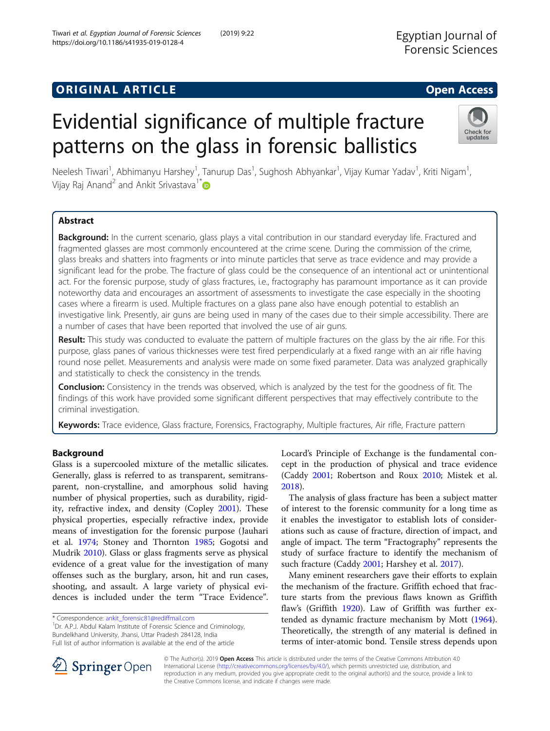ORIGINAL ARTICLE **Open Access**

# Evidential significance of multiple fracture patterns on the glass in forensic ballistics

Neelesh Tiwari[1], Abhimanyu Harshey[1], Tanurup Das[1], Sughosh Abhyankar[1], Vijay Kumar Yadav[1], Kriti Nigam[1], Vijay Raj Anand[2] and Ankit Srivastava[1*]

## Abstract

**Background:** In the current scenario, glass plays a vital contribution in our standard everyday life. Fractured and fragmented glasses are most commonly encountered at the crime scene. During the commission of the crime, glass breaks and shatters into fragments or into minute particles that serve as trace evidence and may provide a significant lead for the probe. The fracture of glass could be the consequence of an intentional act or unintentional act. For the forensic purpose, study of glass fractures, i.e., fractography has paramount importance as it can provide noteworthy data and encourages an assortment of assessments to investigate the case especially in the shooting cases where a firearm is used. Multiple fractures on a glass pane also have enough potential to establish an investigative link. Presently, air guns are being used in many of the cases due to their simple accessibility. There are a number of cases that have been reported that involved the use of air guns.

**Result:** This study was conducted to evaluate the pattern of multiple fractures on the glass by the air rifle. For this purpose, glass panes of various thicknesses were test fired perpendicularly at a fixed range with an air rifle having round nose pellet. Measurements and analysis were made on some fixed parameter. Data was analyzed graphically and statistically to check the consistency in the trends.

**Conclusion:** Consistency in the trends was observed, which is analyzed by the test for the goodness of fit. The findings of this work have provided some significant different perspectives that may effectively contribute to the criminal investigation.

**Keywords:** Trace evidence, Glass fracture, Forensics, Fractography, Multiple fractures, Air rifle, Fracture pattern

## Background

Glass is a supercooled mixture of the metallic silicates. Generally, glass is referred to as transparent, semitransparent, non-crystalline, and amorphous solid having number of physical properties, such as durability, rigidity, refractive index, and density (Copley 2001). These physical properties, especially refractive index, provide means of investigation for the forensic purpose (Jauhari et al. 1974; Stoney and Thornton 1985; Gogotsi and Mudrik 2010). Glass or glass fragments serve as physical evidence of a great value for the investigation of many offenses such as the burglary, arson, hit and run cases, shooting, and assault. A large variety of physical evidences is included under the term "Trace Evidence". Locard's Principle of Exchange is the fundamental concept in the production of physical and trace evidence (Caddy 2001; Robertson and Roux 2010; Mistek et al. 2018).

The analysis of glass fracture has been a subject matter of interest to the forensic community for a long time as it enables the investigator to establish lots of considerations such as cause of fracture, direction of impact, and angle of impact. The term "Fractography" represents the study of surface fracture to identify the mechanism of such fracture (Caddy 2001; Harshey et al. 2017).

Many eminent researchers gave their efforts to explain the mechanism of the fracture. Griffith echoed that fracture starts from the previous flaws known as Griffith flaw's (Griffith 1920). Law of Griffith was further extended as dynamic fracture mechanism by Mott (1964). Theoretically, the strength of any material is defined in terms of inter-atomic bond. Tensile stress depends upon

\* Correspondence: ankit_forensic81@rediffmail.com
[1]Dr. A.P.J. Abdul Kalam Institute of Forensic Science and Criminology, Bundelkhand University, Jhansi, Uttar Pradesh 284128, India
Full list of author information is available at the end of the article

© The Author(s). 2019 **Open Access** This article is distributed under the terms of the Creative Commons Attribution 4.0 International License (http://creativecommons.org/licenses/by/4.0/), which permits unrestricted use, distribution, and reproduction in any medium, provided you give appropriate credit to the original author(s) and the source, provide a link to the Creative Commons license, and indicate if changes were made.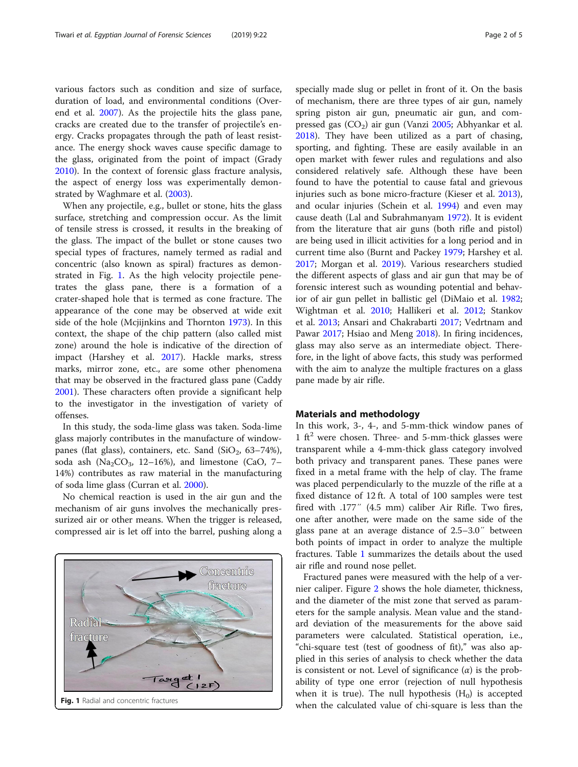various factors such as condition and size of surface, duration of load, and environmental conditions (Overend et al. 2007). As the projectile hits the glass pane, cracks are created due to the transfer of projectile's energy. Cracks propagates through the path of least resistance. The energy shock waves cause specific damage to the glass, originated from the point of impact (Grady 2010). In the context of forensic glass fracture analysis, the aspect of energy loss was experimentally demonstrated by Waghmare et al. (2003).

When any projectile, e.g., bullet or stone, hits the glass surface, stretching and compression occur. As the limit of tensile stress is crossed, it results in the breaking of the glass. The impact of the bullet or stone causes two special types of fractures, namely termed as radial and concentric (also known as spiral) fractures as demonstrated in Fig. 1. As the high velocity projectile penetrates the glass pane, there is a formation of a crater-shaped hole that is termed as cone fracture. The appearance of the cone may be observed at wide exit side of the hole (Mcjijnkins and Thornton 1973). In this context, the shape of the chip pattern (also called mist zone) around the hole is indicative of the direction of impact (Harshey et al. 2017). Hackle marks, stress marks, mirror zone, etc., are some other phenomena that may be observed in the fractured glass pane (Caddy 2001). These characters often provide a significant help to the investigator in the investigation of variety of offenses.

In this study, the soda-lime glass was taken. Soda-lime glass majorly contributes in the manufacture of window-panes (flat glass), containers, etc. Sand ($SiO_2$, 63–74%), soda ash ($Na_2CO_3$, 12–16%), and limestone (CaO, 7–14%) contributes as raw material in the manufacturing of soda lime glass (Curran et al. 2000).

No chemical reaction is used in the air gun and the mechanism of air guns involves the mechanically pressurized air or other means. When the trigger is released, compressed air is let off into the barrel, pushing along a specially made slug or pellet in front of it. On the basis of mechanism, there are three types of air gun, namely spring piston air gun, pneumatic air gun, and compressed gas ($CO_2$) air gun (Vanzi 2005; Abhyankar et al. 2018). They have been utilized as a part of chasing, sporting, and fighting. These are easily available in an open market with fewer rules and regulations and also considered relatively safe. Although these have been found to have the potential to cause fatal and grievous injuries such as bone micro-fracture (Kieser et al. 2013), and ocular injuries (Schein et al. 1994) and even may cause death (Lal and Subrahmanyam 1972). It is evident from the literature that air guns (both rifle and pistol) are being used in illicit activities for a long period and in current time also (Burnt and Packey 1979; Harshey et al. 2017; Morgan et al. 2019). Various researchers studied the different aspects of glass and air gun that may be of forensic interest such as wounding potential and behavior of air gun pellet in ballistic gel (DiMaio et al. 1982; Wightman et al. 2010; Hallikeri et al. 2012; Stankov et al. 2013; Ansari and Chakrabarti 2017; Vedrtnam and Pawar 2017; Hsiao and Meng 2018). In firing incidences, glass may also serve as an intermediate object. Therefore, in the light of above facts, this study was performed with the aim to analyze the multiple fractures on a glass pane made by air rifle.

Fig. 1 Radial and concentric fractures

## Materials and methodology

In this work, 3-, 4-, and 5-mm-thick window panes of 1 $ft^2$ were chosen. Three- and 5-mm-thick glasses were transparent while a 4-mm-thick glass category involved both privacy and transparent panes. These panes were fixed in a metal frame with the help of clay. The frame was placed perpendicularly to the muzzle of the rifle at a fixed distance of 12 ft. A total of 100 samples were test fired with .177″ (4.5 mm) caliber Air Rifle. Two fires, one after another, were made on the same side of the glass pane at an average distance of 2.5–3.0″ between both points of impact in order to analyze the multiple fractures. Table 1 summarizes the details about the used air rifle and round nose pellet.

Fractured panes were measured with the help of a vernier caliper. Figure 2 shows the hole diameter, thickness, and the diameter of the mist zone that served as parameters for the sample analysis. Mean value and the standard deviation of the measurements for the above said parameters were calculated. Statistical operation, i.e., "chi-square test (test of goodness of fit)," was also applied in this series of analysis to check whether the data is consistent or not. Level of significance ($\alpha$) is the probability of type one error (rejection of null hypothesis when it is true). The null hypothesis ($H_0$) is accepted when the calculated value of chi-square is less than the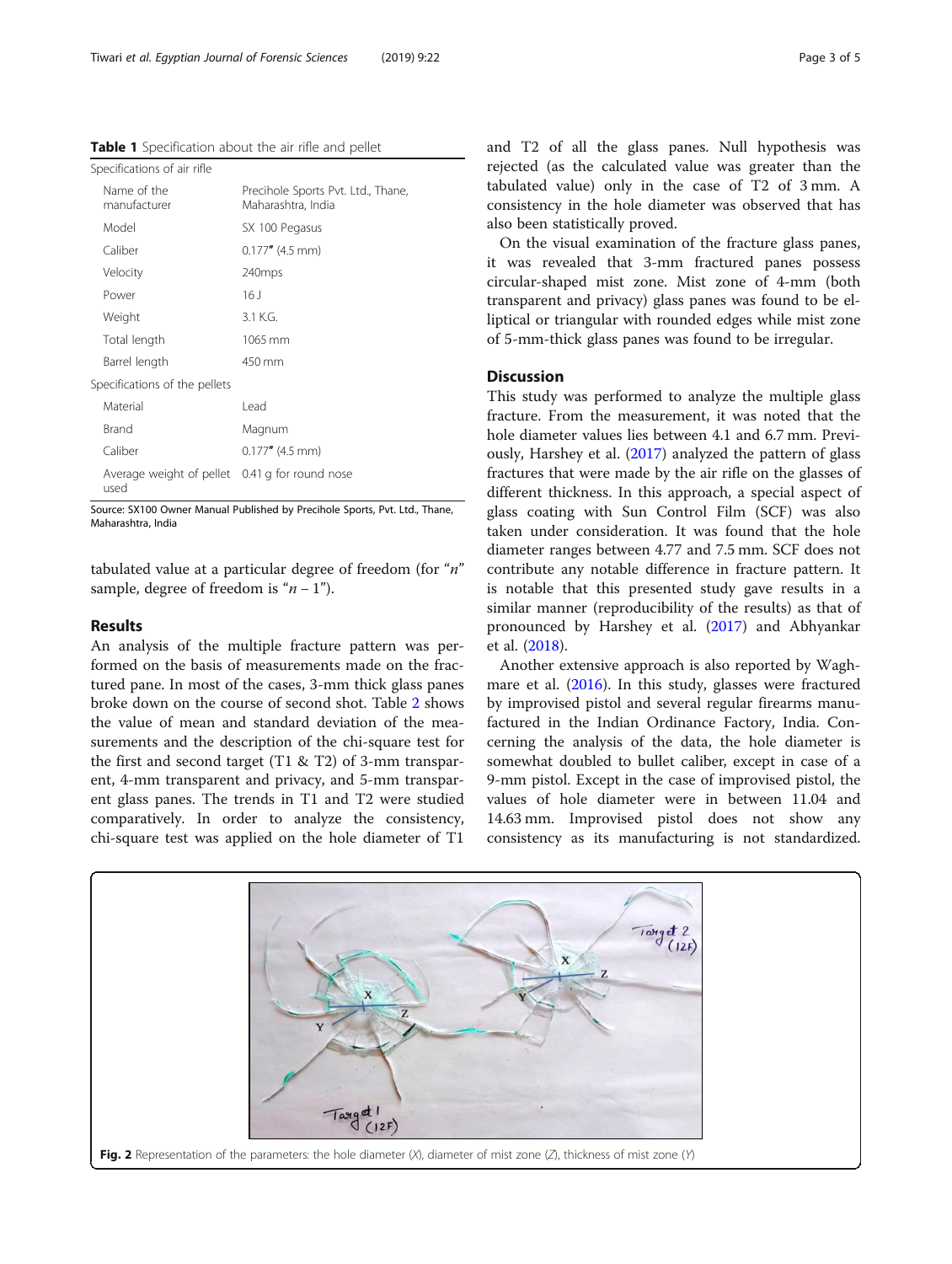**Table 1** Specification about the air rifle and pellet

| Specifications of air rifle | |
|---|---|
| Name of the manufacturer | Precihole Sports Pvt. Ltd., Thane, Maharashtra, India |
| Model | SX 100 Pegasus |
| Caliber | 0.177″ (4.5 mm) |
| Velocity | 240mps |
| Power | 16 J |
| Weight | 3.1 K.G. |
| Total length | 1065 mm |
| Barrel length | 450 mm |
| Specifications of the pellets | |
| Material | Lead |
| Brand | Magnum |
| Caliber | 0.177″ (4.5 mm) |
| Average weight of pellet used | 0.41 g for round nose |

Source: SX100 Owner Manual Published by Precihole Sports, Pvt. Ltd., Thane, Maharashtra, India

tabulated value at a particular degree of freedom (for "$n$" sample, degree of freedom is "$n - 1$").

## Results

An analysis of the multiple fracture pattern was performed on the basis of measurements made on the fractured pane. In most of the cases, 3-mm thick glass panes broke down on the course of second shot. Table 2 shows the value of mean and standard deviation of the measurements and the description of the chi-square test for the first and second target (T1 & T2) of 3-mm transparent, 4-mm transparent and privacy, and 5-mm transparent glass panes. The trends in T1 and T2 were studied comparatively. In order to analyze the consistency, chi-square test was applied on the hole diameter of T1 and T2 of all the glass panes. Null hypothesis was rejected (as the calculated value was greater than the tabulated value) only in the case of T2 of 3 mm. A consistency in the hole diameter was observed that has also been statistically proved.

On the visual examination of the fracture glass panes, it was revealed that 3-mm fractured panes possess circular-shaped mist zone. Mist zone of 4-mm (both transparent and privacy) glass panes was found to be elliptical or triangular with rounded edges while mist zone of 5-mm-thick glass panes was found to be irregular.

## Discussion

This study was performed to analyze the multiple glass fracture. From the measurement, it was noted that the hole diameter values lies between 4.1 and 6.7 mm. Previously, Harshey et al. (2017) analyzed the pattern of glass fractures that were made by the air rifle on the glasses of different thickness. In this approach, a special aspect of glass coating with Sun Control Film (SCF) was also taken under consideration. It was found that the hole diameter ranges between 4.77 and 7.5 mm. SCF does not contribute any notable difference in fracture pattern. It is notable that this presented study gave results in a similar manner (reproducibility of the results) as that of pronounced by Harshey et al. (2017) and Abhyankar et al. (2018).

Another extensive approach is also reported by Waghmare et al. (2016). In this study, glasses were fractured by improvised pistol and several regular firearms manufactured in the Indian Ordinance Factory, India. Concerning the analysis of the data, the hole diameter is somewhat doubled to bullet caliber, except in case of a 9-mm pistol. Except in the case of improvised pistol, the values of hole diameter were in between 11.04 and 14.63 mm. Improvised pistol does not show any consistency as its manufacturing is not standardized.

**Fig. 2** Representation of the parameters: the hole diameter (*X*), diameter of mist zone (*Z*), thickness of mist zone (*Y*)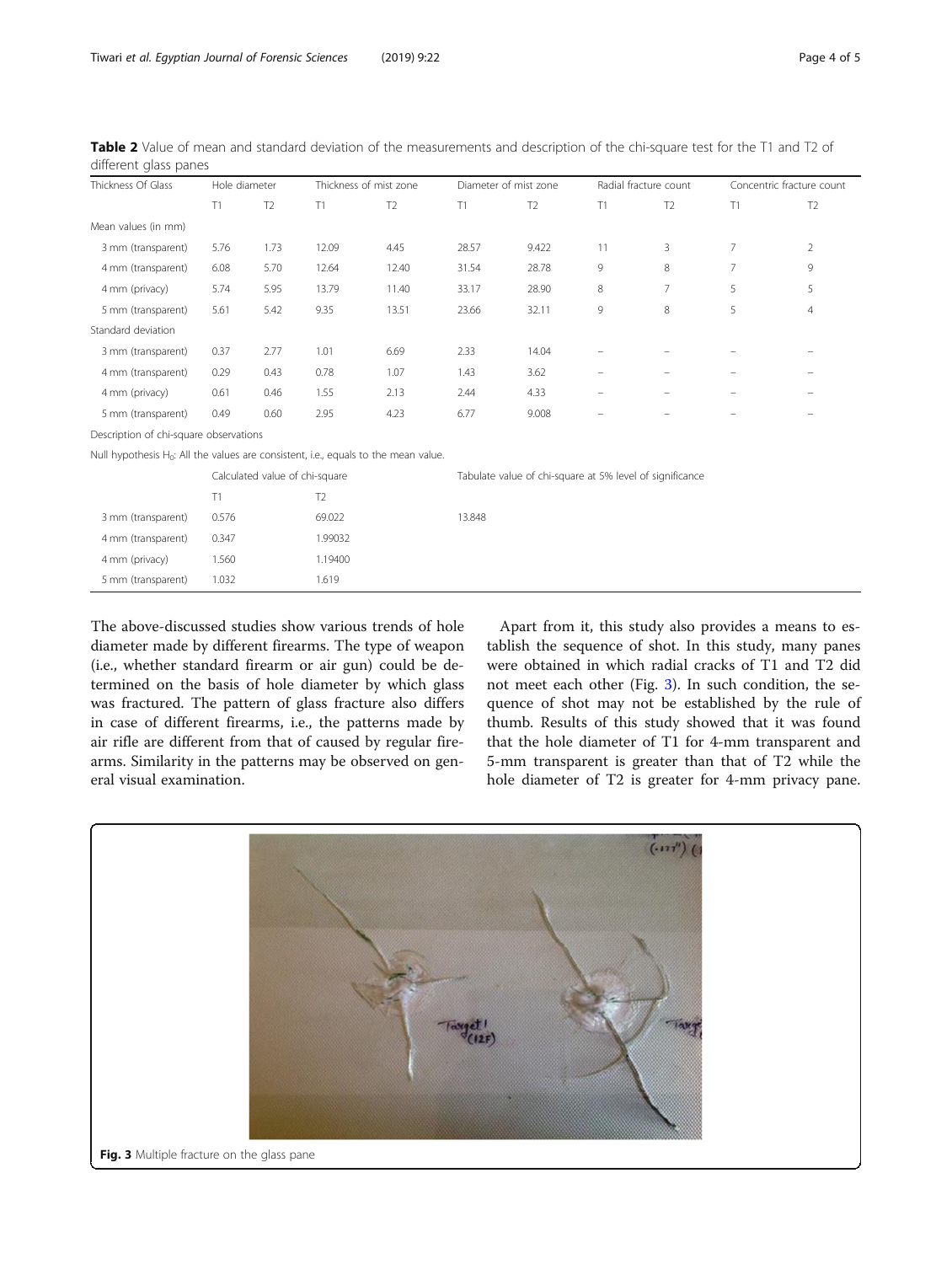**Table 2** Value of mean and standard deviation of the measurements and description of the chi-square test for the T1 and T2 of different glass panes

| Thickness Of Glass | Hole diameter | | Thickness of mist zone | | Diameter of mist zone | | Radial fracture count | | Concentric fracture count | |
|---|---|---|---|---|---|---|---|---|---|---|
| | T1 | T2 | T1 | T2 | T1 | T2 | T1 | T2 | T1 | T2 |
| Mean values (in mm) | | | | | | | | | | |
| 3 mm (transparent) | 5.76 | 1.73 | 12.09 | 4.45 | 28.57 | 9.422 | 11 | 3 | 7 | 2 |
| 4 mm (transparent) | 6.08 | 5.70 | 12.64 | 12.40 | 31.54 | 28.78 | 9 | 8 | 7 | 9 |
| 4 mm (privacy) | 5.74 | 5.95 | 13.79 | 11.40 | 33.17 | 28.90 | 8 | 7 | 5 | 5 |
| 5 mm (transparent) | 5.61 | 5.42 | 9.35 | 13.51 | 23.66 | 32.11 | 9 | 8 | 5 | 4 |
| Standard deviation | | | | | | | | | | |
| 3 mm (transparent) | 0.37 | 2.77 | 1.01 | 6.69 | 2.33 | 14.04 | – | – | – | – |
| 4 mm (transparent) | 0.29 | 0.43 | 0.78 | 1.07 | 1.43 | 3.62 | – | – | – | – |
| 4 mm (privacy) | 0.61 | 0.46 | 1.55 | 2.13 | 2.44 | 4.33 | – | – | – | – |
| 5 mm (transparent) | 0.49 | 0.60 | 2.95 | 4.23 | 6.77 | 9.008 | – | – | – | – |
| Description of chi-square observations | | | | | | | | | | |
| Null hypothesis $H_0$: All the values are consistent, i.e., equals to the mean value. | | | | | | | | | | |
| | Calculated value of chi-square | | | | Tabulate value of chi-square at 5% level of significance | | | | | |
| | T1 | | T2 | | | | | | | |
| 3 mm (transparent) | 0.576 | | 69.022 | | 13.848 | | | | | |
| 4 mm (transparent) | 0.347 | | 1.99032 | | | | | | | |
| 4 mm (privacy) | 1.560 | | 1.19400 | | | | | | | |
| 5 mm (transparent) | 1.032 | | 1.619 | | | | | | | |

The above-discussed studies show various trends of hole diameter made by different firearms. The type of weapon (i.e., whether standard firearm or air gun) could be determined on the basis of hole diameter by which glass was fractured. The pattern of glass fracture also differs in case of different firearms, i.e., the patterns made by air rifle are different from that of caused by regular firearms. Similarity in the patterns may be observed on general visual examination.

Apart from it, this study also provides a means to establish the sequence of shot. In this study, many panes were obtained in which radial cracks of T1 and T2 did not meet each other (Fig. 3). In such condition, the sequence of shot may not be established by the rule of thumb. Results of this study showed that it was found that the hole diameter of T1 for 4-mm transparent and 5-mm transparent is greater than that of T2 while the hole diameter of T2 is greater for 4-mm privacy pane.

**Fig. 3** Multiple fracture on the glass pane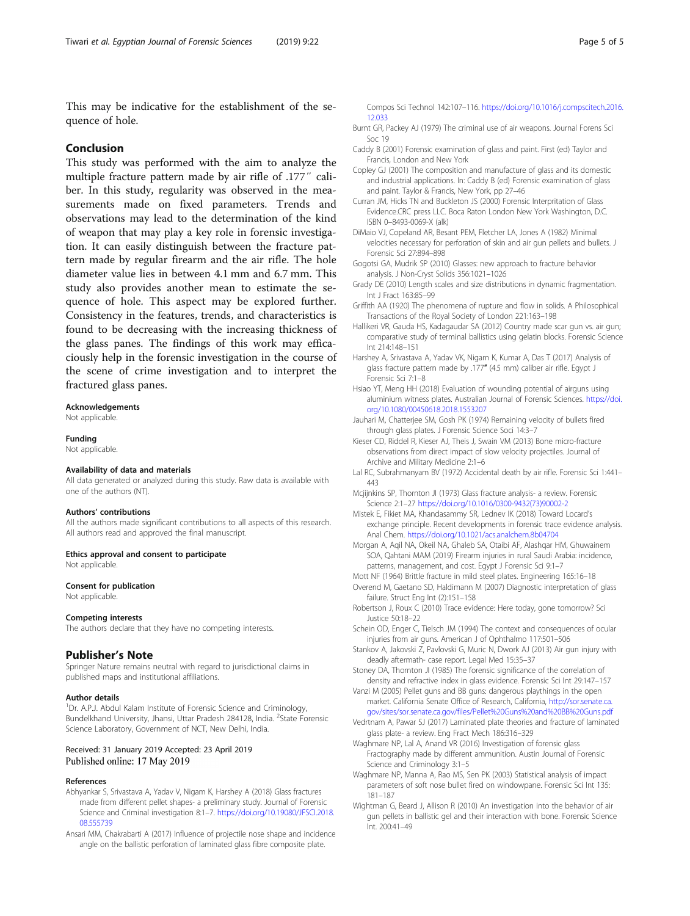This may be indicative for the establishment of the sequence of hole.

## Conclusion

This study was performed with the aim to analyze the multiple fracture pattern made by air rifle of .177″ caliber. In this study, regularity was observed in the measurements made on fixed parameters. Trends and observations may lead to the determination of the kind of weapon that may play a key role in forensic investigation. It can easily distinguish between the fracture pattern made by regular firearm and the air rifle. The hole diameter value lies in between 4.1 mm and 6.7 mm. This study also provides another mean to estimate the sequence of hole. This aspect may be explored further. Consistency in the features, trends, and characteristics is found to be decreasing with the increasing thickness of the glass panes. The findings of this work may efficaciously help in the forensic investigation in the course of the scene of crime investigation and to interpret the fractured glass panes.

#### Acknowledgements
Not applicable.

#### Funding
Not applicable.

#### Availability of data and materials
All data generated or analyzed during this study. Raw data is available with one of the authors (NT).

#### Authors' contributions
All the authors made significant contributions to all aspects of this research. All authors read and approved the final manuscript.

#### Ethics approval and consent to participate
Not applicable.

#### Consent for publication
Not applicable.

#### Competing interests
The authors declare that they have no competing interests.

## Publisher's Note

Springer Nature remains neutral with regard to jurisdictional claims in published maps and institutional affiliations.

#### Author details
[1]Dr. A.P.J. Abdul Kalam Institute of Forensic Science and Criminology, Bundelkhand University, Jhansi, Uttar Pradesh 284128, India. [2]State Forensic Science Laboratory, Government of NCT, New Delhi, India.

Received: 31 January 2019 Accepted: 23 April 2019
Published online: 17 May 2019

#### References

Abhyankar S, Srivastava A, Yadav V, Nigam K, Harshey A (2018) Glass fractures made from different pellet shapes- a preliminary study. Journal of Forensic Science and Criminal investigation 8:1–7. https://doi.org/10.19080/JFSCI.2018.08.555739

Ansari MM, Chakrabarti A (2017) Influence of projectile nose shape and incidence angle on the ballistic perforation of laminated glass fibre composite plate. Compos Sci Technol 142:107–116. https://doi.org/10.1016/j.compscitech.2016.12.033

Burnt GR, Packey AJ (1979) The criminal use of air weapons. Journal Forens Sci Soc 19

Caddy B (2001) Forensic examination of glass and paint. First (ed) Taylor and Francis, London and New York

Copley GJ (2001) The composition and manufacture of glass and its domestic and industrial applications. In: Caddy B (ed) Forensic examination of glass and paint. Taylor & Francis, New York, pp 27–46

Curran JM, Hicks TN and Buckleton JS (2000) Forensic Interpretation of Glass Evidence.CRC press LLC. Boca Raton London New York Washington, D.C. ISBN 0–8493-0069-X (alk)

DiMaio VJ, Copeland AR, Besant PEM, Fletcher LA, Jones A (1982) Minimal velocities necessary for perforation of skin and air gun pellets and bullets. J Forensic Sci 27:894–898

Gogotsi GA, Mudrik SP (2010) Glasses: new approach to fracture behavior analysis. J Non-Cryst Solids 356:1021–1026

Grady DE (2010) Length scales and size distributions in dynamic fragmentation. Int J Fract 163:85–99

Griffith AA (1920) The phenomena of rupture and flow in solids. A Philosophical Transactions of the Royal Society of London 221:163–198

Hallikeri VR, Gauda HS, Kadagaudar SA (2012) Country made scar gun vs. air gun; comparative study of terminal ballistics using gelatin blocks. Forensic Science Int 214:148–151

Harshey A, Srivastava A, Yadav VK, Nigam K, Kumar A, Das T (2017) Analysis of glass fracture pattern made by .177″ (4.5 mm) caliber air rifle. Egypt J Forensic Sci 7:1–8

Hsiao YT, Meng HH (2018) Evaluation of wounding potential of airguns using aluminium witness plates. Australian Journal of Forensic Sciences. https://doi.org/10.1080/00450618.2018.1553207

Jauhari M, Chatterjee SM, Gosh PK (1974) Remaining velocity of bullets fired through glass plates. J Forensic Science Soci 14:3–7

Kieser CD, Riddel R, Kieser AJ, Theis J, Swain VM (2013) Bone micro-fracture observations from direct impact of slow velocity projectiles. Journal of Archive and Military Medicine 2:1–6

Lal RC, Subrahmanyam BV (1972) Accidental death by air rifle. Forensic Sci 1:441–443

Mcjijnkins SP, Thornton JI (1973) Glass fracture analysis- a review. Forensic Science 2:1–27 https://doi.org/10.1016/0300-9432(73)90002-2

Mistek E, Fikiet MA, Khandasammy SR, Lednev IK (2018) Toward Locard's exchange principle. Recent developments in forensic trace evidence analysis. Anal Chem. https://doi.org/10.1021/acs.analchem.8b04704

Morgan A, Aqil NA, Okeil NA, Ghaleb SA, Otaibi AF, Alashqar HM, Ghuwainem SOA, Qahtani MAM (2019) Firearm injuries in rural Saudi Arabia: incidence, patterns, management, and cost. Egypt J Forensic Sci 9:1–7

Mott NF (1964) Brittle fracture in mild steel plates. Engineering 165:16–18

Overend M, Gaetano SD, Haldimann M (2007) Diagnostic interpretation of glass failure. Struct Eng Int (2):151–158

Robertson J, Roux C (2010) Trace evidence: Here today, gone tomorrow? Sci Justice 50:18–22

Schein OD, Enger C, Tielsch JM (1994) The context and consequences of ocular injuries from air guns. American J of Ophthalmo 117:501–506

Stankov A, Jakovski Z, Pavlovski G, Muric N, Dwork AJ (2013) Air gun injury with deadly aftermath- case report. Legal Med 15:35–37

Stoney DA, Thornton JI (1985) The forensic significance of the correlation of density and refractive index in glass evidence. Forensic Sci Int 29:147–157

Vanzi M (2005) Pellet guns and BB guns: dangerous playthings in the open market. California Senate Office of Research, California, http://sor.senate.ca.gov/sites/sor.senate.ca.gov/files/Pellet%20Guns%20and%20BB%20Guns.pdf

Vedrtnam A, Pawar SJ (2017) Laminated plate theories and fracture of laminated glass plate- a review. Eng Fract Mech 186:316–329

Waghmare NP, Lal A, Anand VR (2016) Investigation of forensic glass Fractography made by different ammunition. Austin Journal of Forensic Science and Criminology 3:1–5

Waghmare NP, Manna A, Rao MS, Sen PK (2003) Statistical analysis of impact parameters of soft nose bullet fired on windowpane. Forensic Sci Int 135:181–187

Wightman G, Beard J, Allison R (2010) An investigation into the behavior of air gun pellets in ballistic gel and their interaction with bone. Forensic Science Int. 200:41–49